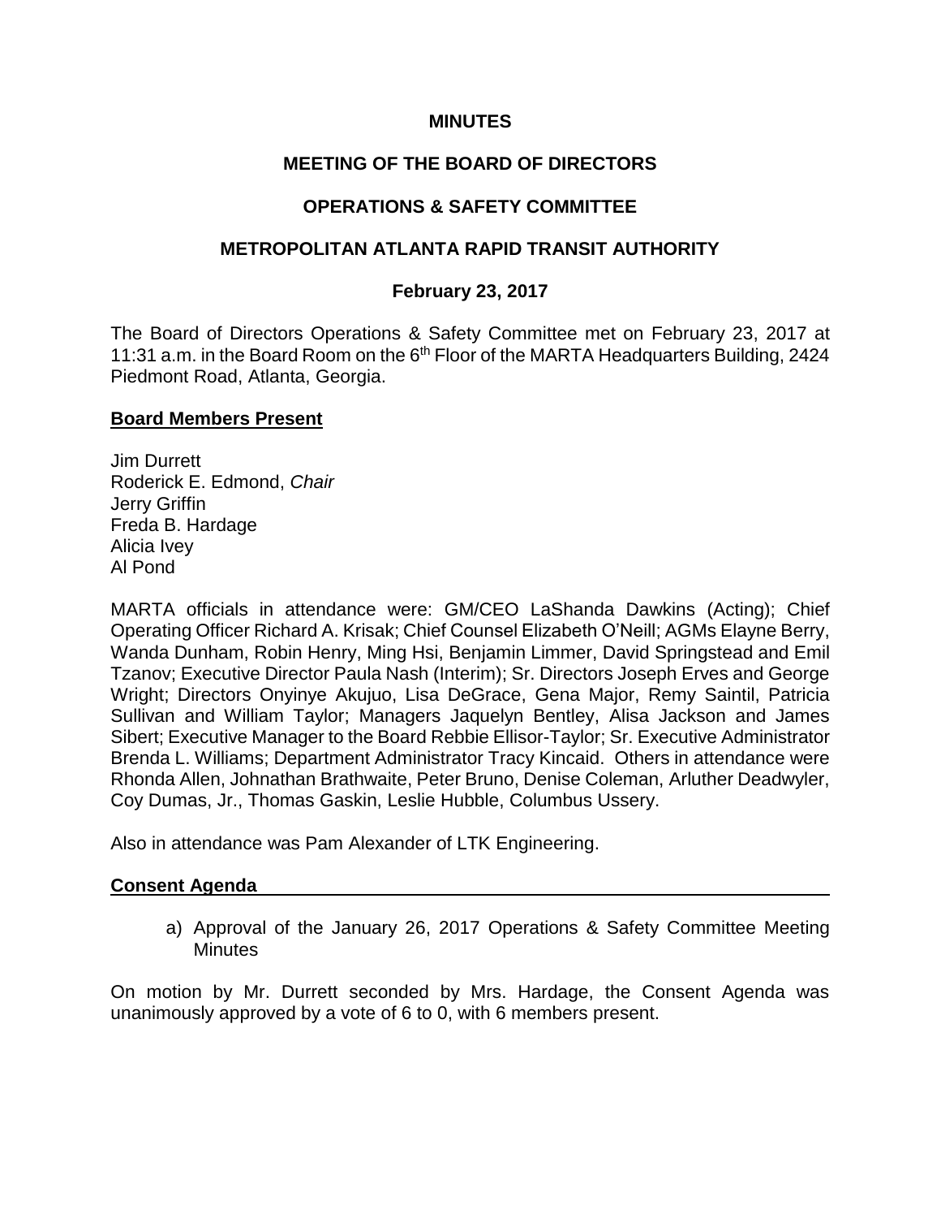# MINUTES

## MEETING OF THE BOARD OF DIRECTORS

## OPERATIONS & SAFETY COMMITTEE

## METROPOLITAN ATLANTA RAPID TRANSIT AUTHORITY

### February 23, 2017

The Board of Directors Operations & Safety Committee met on February 23, 2017 at 11:31 a.m. in the Board Room on the 6th Floor of the MARTA Headquarters Building, 2424 Piedmont Road, Atlanta, Georgia.

**Board Members Present**

Jim Durrett
Roderick E. Edmond, *Chair*
Jerry Griffin
Freda B. Hardage
Alicia Ivey
Al Pond

MARTA officials in attendance were: GM/CEO LaShanda Dawkins (Acting); Chief Operating Officer Richard A. Krisak; Chief Counsel Elizabeth O'Neill; AGMs Elayne Berry, Wanda Dunham, Robin Henry, Ming Hsi, Benjamin Limmer, David Springstead and Emil Tzanov; Executive Director Paula Nash (Interim); Sr. Directors Joseph Erves and George Wright; Directors Onyinye Akujuo, Lisa DeGrace, Gena Major, Remy Saintil, Patricia Sullivan and William Taylor; Managers Jaquelyn Bentley, Alisa Jackson and James Sibert; Executive Manager to the Board Rebbie Ellisor-Taylor; Sr. Executive Administrator Brenda L. Williams; Department Administrator Tracy Kincaid. Others in attendance were Rhonda Allen, Johnathan Brathwaite, Peter Bruno, Denise Coleman, Arluther Deadwyler, Coy Dumas, Jr., Thomas Gaskin, Leslie Hubble, Columbus Ussery.

Also in attendance was Pam Alexander of LTK Engineering.

**Consent Agenda**

a) Approval of the January 26, 2017 Operations & Safety Committee Meeting Minutes

On motion by Mr. Durrett seconded by Mrs. Hardage, the Consent Agenda was unanimously approved by a vote of 6 to 0, with 6 members present.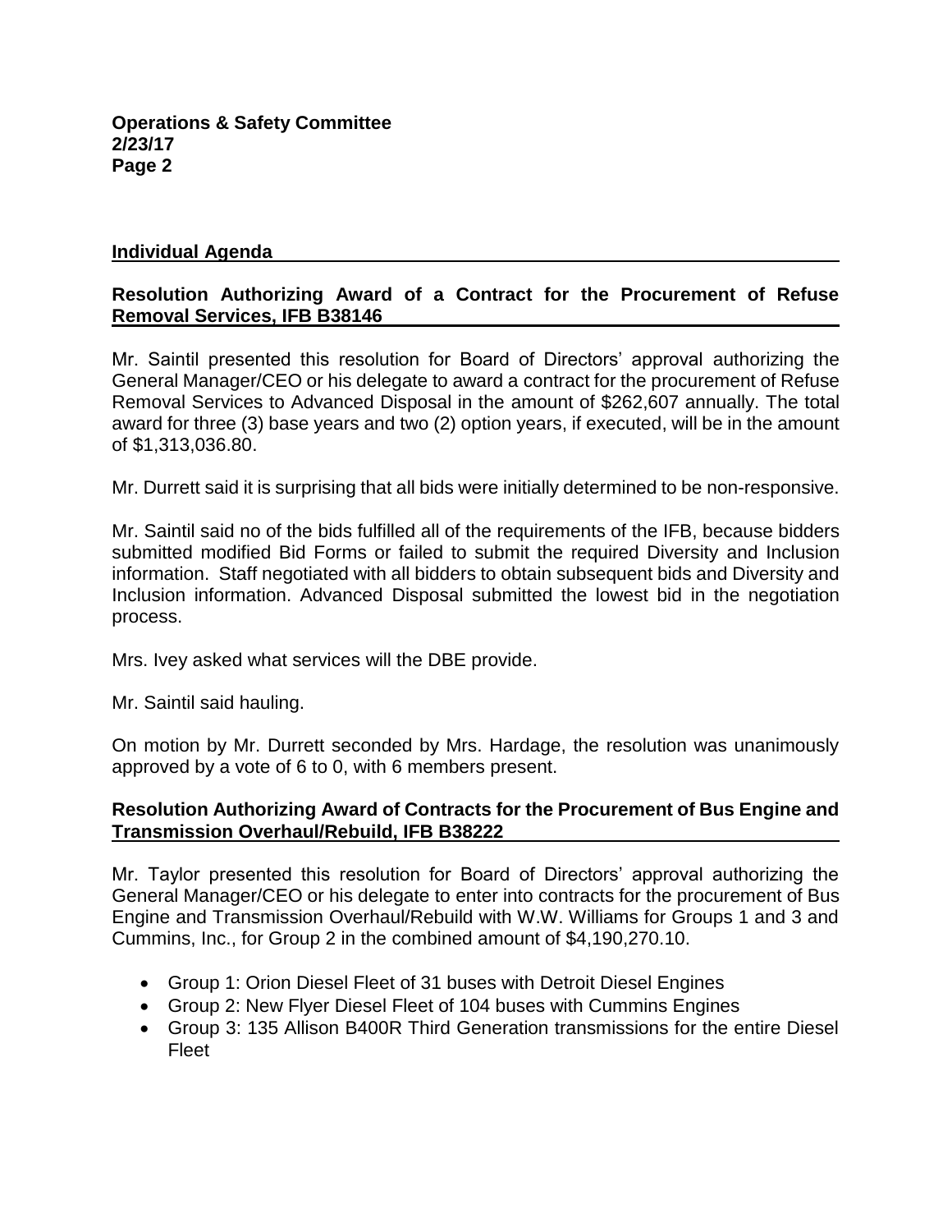## Individual Agenda

### Resolution Authorizing Award of a Contract for the Procurement of Refuse Removal Services, IFB B38146

Mr. Saintil presented this resolution for Board of Directors' approval authorizing the General Manager/CEO or his delegate to award a contract for the procurement of Refuse Removal Services to Advanced Disposal in the amount of $262,607 annually. The total award for three (3) base years and two (2) option years, if executed, will be in the amount of $1,313,036.80.

Mr. Durrett said it is surprising that all bids were initially determined to be non-responsive.

Mr. Saintil said no of the bids fulfilled all of the requirements of the IFB, because bidders submitted modified Bid Forms or failed to submit the required Diversity and Inclusion information. Staff negotiated with all bidders to obtain subsequent bids and Diversity and Inclusion information. Advanced Disposal submitted the lowest bid in the negotiation process.

Mrs. Ivey asked what services will the DBE provide.

Mr. Saintil said hauling.

On motion by Mr. Durrett seconded by Mrs. Hardage, the resolution was unanimously approved by a vote of 6 to 0, with 6 members present.

### Resolution Authorizing Award of Contracts for the Procurement of Bus Engine and Transmission Overhaul/Rebuild, IFB B38222

Mr. Taylor presented this resolution for Board of Directors' approval authorizing the General Manager/CEO or his delegate to enter into contracts for the procurement of Bus Engine and Transmission Overhaul/Rebuild with W.W. Williams for Groups 1 and 3 and Cummins, Inc., for Group 2 in the combined amount of $4,190,270.10.

- Group 1: Orion Diesel Fleet of 31 buses with Detroit Diesel Engines
- Group 2: New Flyer Diesel Fleet of 104 buses with Cummins Engines
- Group 3: 135 Allison B400R Third Generation transmissions for the entire Diesel Fleet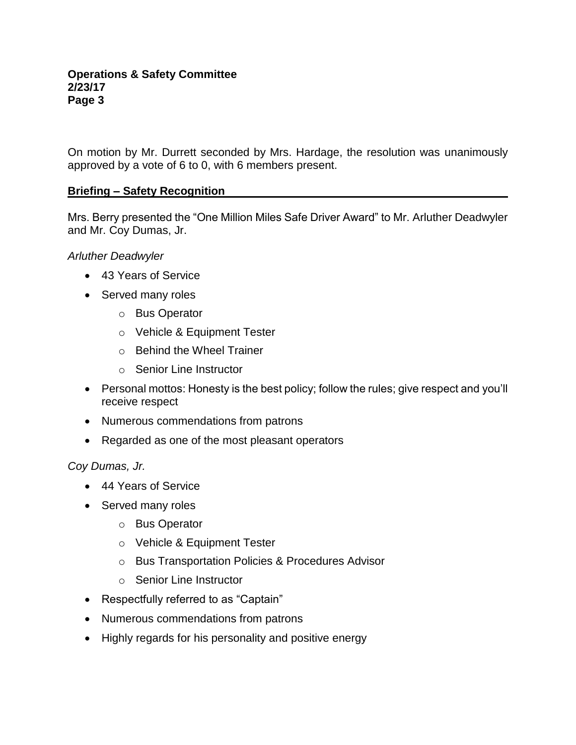On motion by Mr. Durrett seconded by Mrs. Hardage, the resolution was unanimously approved by a vote of 6 to 0, with 6 members present.

## Briefing – Safety Recognition

Mrs. Berry presented the "One Million Miles Safe Driver Award" to Mr. Arluther Deadwyler and Mr. Coy Dumas, Jr.

*Arluther Deadwyler*

- 43 Years of Service
- Served many roles
  - Bus Operator
  - Vehicle & Equipment Tester
  - Behind the Wheel Trainer
  - Senior Line Instructor
- Personal mottos: Honesty is the best policy; follow the rules; give respect and you'll receive respect
- Numerous commendations from patrons
- Regarded as one of the most pleasant operators

*Coy Dumas, Jr.*

- 44 Years of Service
- Served many roles
  - Bus Operator
  - Vehicle & Equipment Tester
  - Bus Transportation Policies & Procedures Advisor
  - Senior Line Instructor
- Respectfully referred to as "Captain"
- Numerous commendations from patrons
- Highly regards for his personality and positive energy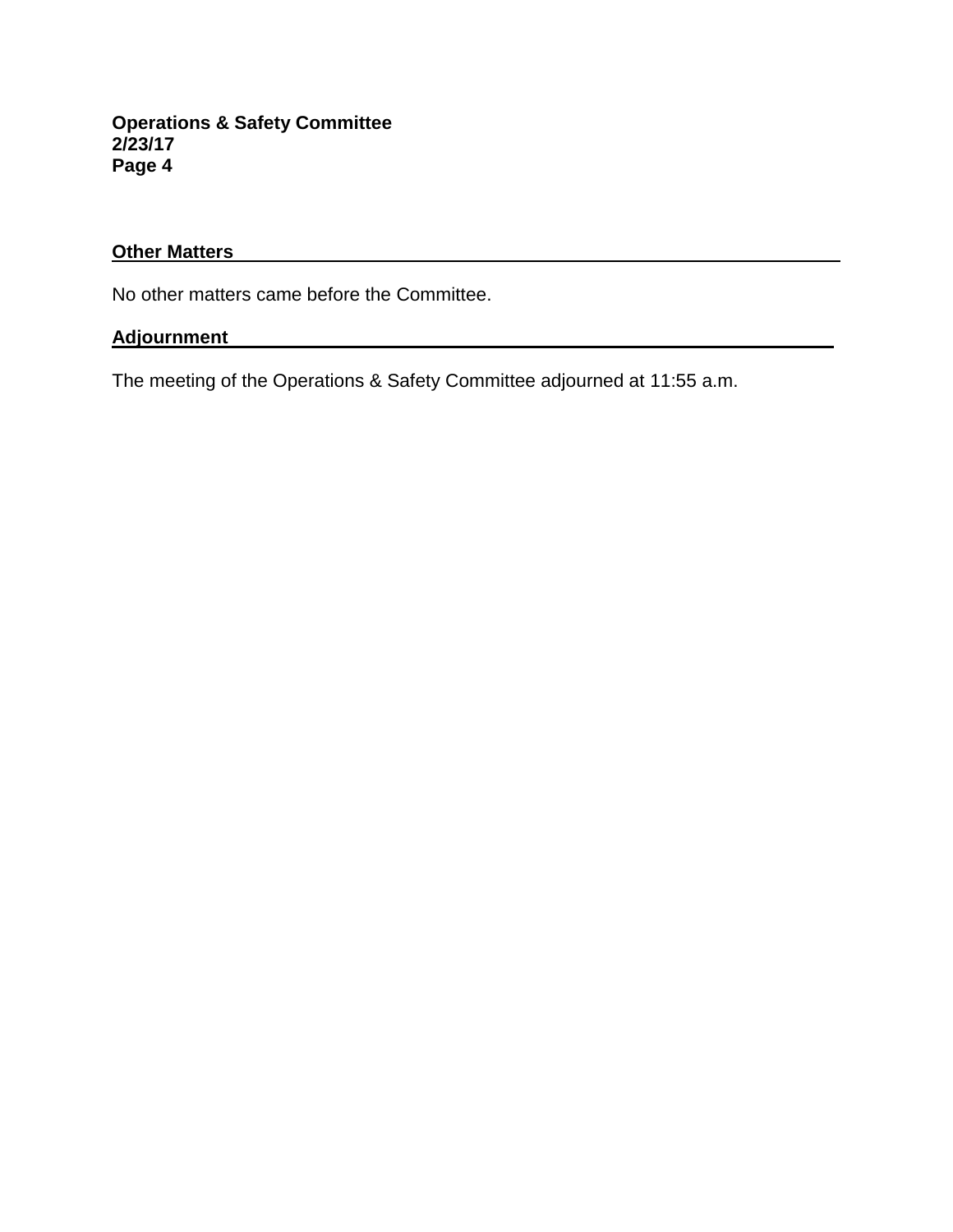## Other Matters

No other matters came before the Committee.

## Adjournment

The meeting of the Operations & Safety Committee adjourned at 11:55 a.m.